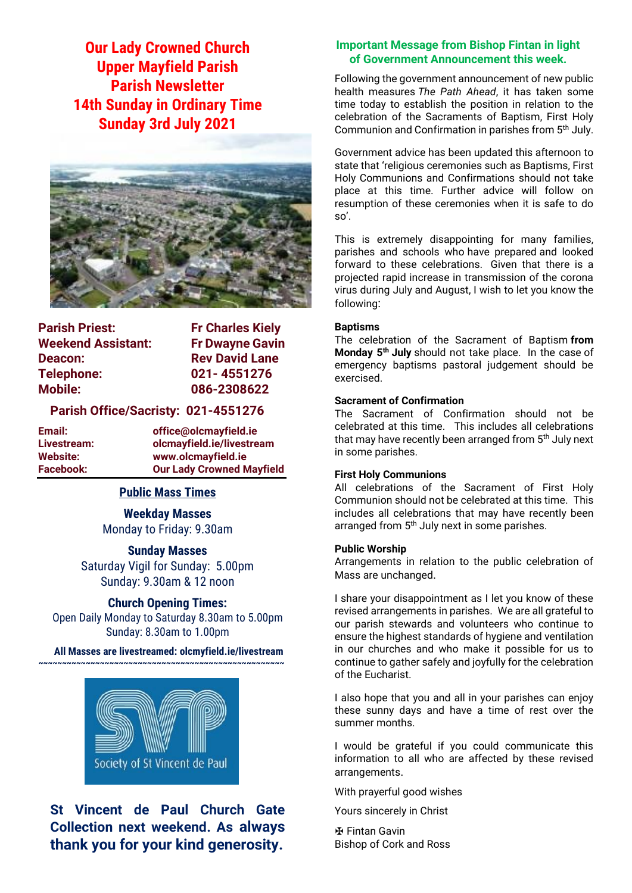# Our Lady Crowned Church
# Upper Mayfield Parish
# Parish Newsletter
# 14th Sunday in Ordinary Time
# Sunday 3rd July 2021

| | |
|---|---|
| **Parish Priest:** | **Fr Charles Kiely** |
| **Weekend Assistant:** | **Fr Dwayne Gavin** |
| **Deacon:** | **Rev David Lane** |
| **Telephone:** | **021- 4551276** |
| **Mobile:** | **086-2308622** |

**Parish Office/Sacristy: 021-4551276**

| | |
|---|---|
| **Email:** | **office@olcmayfield.ie** |
| **Livestream:** | **olcmayfield.ie/livestream** |
| **Website:** | **www.olcmayfield.ie** |
| **Facebook:** | **Our Lady Crowned Mayfield** |

## Public Mass Times

**Weekday Masses**
Monday to Friday: 9.30am

**Sunday Masses**
Saturday Vigil for Sunday: 5.00pm
Sunday: 9.30am & 12 noon

**Church Opening Times:**
Open Daily Monday to Saturday 8.30am to 5.00pm
Sunday: 8.30am to 1.00pm

**All Masses are livestreamed: olcmyfield.ie/livestream**

~~~~~~~~~~~~~~~~~~~~~~~~~~~~~~~~~~~~~~~~~~~~~~~~

Society of St Vincent de Paul

**St Vincent de Paul Church Gate Collection next weekend. As always thank you for your kind generosity.**

## Important Message from Bishop Fintan in light of Government Announcement this week.

Following the government announcement of new public health measures *The Path Ahead*, it has taken some time today to establish the position in relation to the celebration of the Sacraments of Baptism, First Holy Communion and Confirmation in parishes from 5th July.

Government advice has been updated this afternoon to state that 'religious ceremonies such as Baptisms, First Holy Communions and Confirmations should not take place at this time. Further advice will follow on resumption of these ceremonies when it is safe to do so'.

This is extremely disappointing for many families, parishes and schools who have prepared and looked forward to these celebrations. Given that there is a projected rapid increase in transmission of the corona virus during July and August, I wish to let you know the following:

**Baptisms**
The celebration of the Sacrament of Baptism **from Monday 5th July** should not take place. In the case of emergency baptisms pastoral judgement should be exercised.

**Sacrament of Confirmation**
The Sacrament of Confirmation should not be celebrated at this time. This includes all celebrations that may have recently been arranged from 5th July next in some parishes.

**First Holy Communions**
All celebrations of the Sacrament of First Holy Communion should not be celebrated at this time. This includes all celebrations that may have recently been arranged from 5th July next in some parishes.

**Public Worship**
Arrangements in relation to the public celebration of Mass are unchanged.

I share your disappointment as I let you know of these revised arrangements in parishes. We are all grateful to our parish stewards and volunteers who continue to ensure the highest standards of hygiene and ventilation in our churches and who make it possible for us to continue to gather safely and joyfully for the celebration of the Eucharist.

I also hope that you and all in your parishes can enjoy these sunny days and have a time of rest over the summer months.

I would be grateful if you could communicate this information to all who are affected by these revised arrangements.

With prayerful good wishes

Yours sincerely in Christ

✠ Fintan Gavin
Bishop of Cork and Ross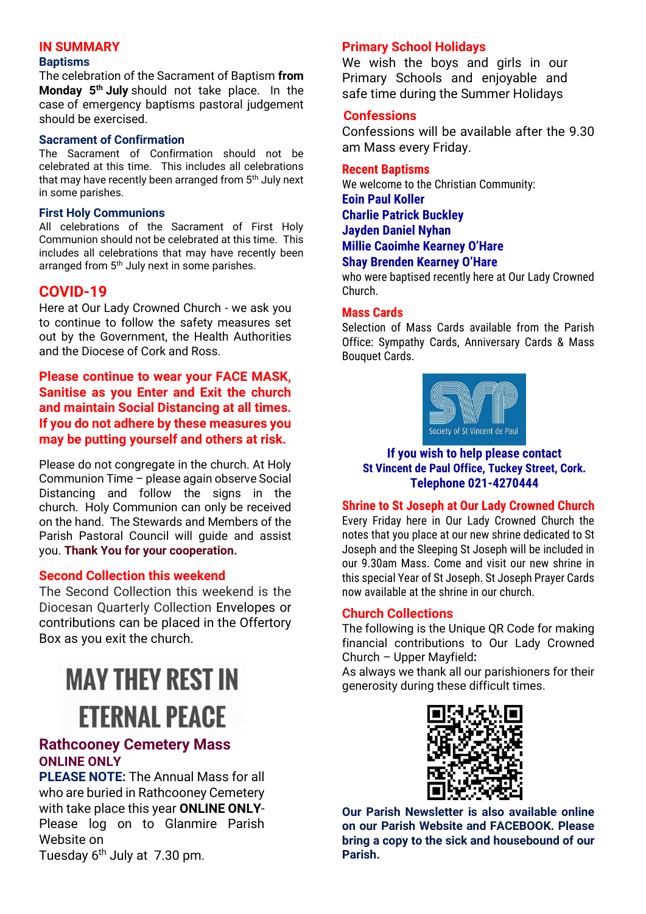## IN SUMMARY

### Baptisms

The celebration of the Sacrament of Baptism **from Monday 5th July** should not take place. In the case of emergency baptisms pastoral judgement should be exercised.

### Sacrament of Confirmation

The Sacrament of Confirmation should not be celebrated at this time. This includes all celebrations that may have recently been arranged from 5th July next in some parishes.

### First Holy Communions

All celebrations of the Sacrament of First Holy Communion should not be celebrated at this time. This includes all celebrations that may have recently been arranged from 5th July next in some parishes.

## COVID-19

Here at Our Lady Crowned Church - we ask you to continue to follow the safety measures set out by the Government, the Health Authorities and the Diocese of Cork and Ross.

**Please continue to wear your FACE MASK, Sanitise as you Enter and Exit the church and maintain Social Distancing at all times. If you do not adhere by these measures you may be putting yourself and others at risk.**

Please do not congregate in the church. At Holy Communion Time – please again observe Social Distancing and follow the signs in the church. Holy Communion can only be received on the hand. The Stewards and Members of the Parish Pastoral Council will guide and assist you. **Thank You for your cooperation.**

### Second Collection this weekend

The Second Collection this weekend is the Diocesan Quarterly Collection Envelopes or contributions can be placed in the Offertory Box as you exit the church.

## MAY THEY REST IN ETERNAL PEACE

### Rathcooney Cemetery Mass

**ONLINE ONLY**

**PLEASE NOTE:** The Annual Mass for all who are buried in Rathcooney Cemetery with take place this year **ONLINE ONLY**- Please log on to Glanmire Parish Website on Tuesday 6th July at 7.30 pm.

### Primary School Holidays

We wish the boys and girls in our Primary Schools and enjoyable and safe time during the Summer Holidays

### Confessions

Confessions will be available after the 9.30 am Mass every Friday.

### Recent Baptisms

We welcome to the Christian Community:

**Eoin Paul Koller**
**Charlie Patrick Buckley**
**Jayden Daniel Nyhan**
**Millie Caoimhe Kearney O'Hare**
**Shay Brenden Kearney O'Hare**

who were baptised recently here at Our Lady Crowned Church.

### Mass Cards

Selection of Mass Cards available from the Parish Office: Sympathy Cards, Anniversary Cards & Mass Bouquet Cards.

SVP Society of St Vincent de Paul

**If you wish to help please contact St Vincent de Paul Office, Tuckey Street, Cork. Telephone 021-4270444**

### Shrine to St Joseph at Our Lady Crowned Church

Every Friday here in Our Lady Crowned Church the notes that you place at our new shrine dedicated to St Joseph and the Sleeping St Joseph will be included in our 9.30am Mass. Come and visit our new shrine in this special Year of St Joseph. St Joseph Prayer Cards now available at the shrine in our church.

### Church Collections

The following is the Unique QR Code for making financial contributions to Our Lady Crowned Church – Upper Mayfield**:**

As always we thank all our parishioners for their generosity during these difficult times.

**Our Parish Newsletter is also available online on our Parish Website and FACEBOOK. Please bring a copy to the sick and housebound of our Parish.**